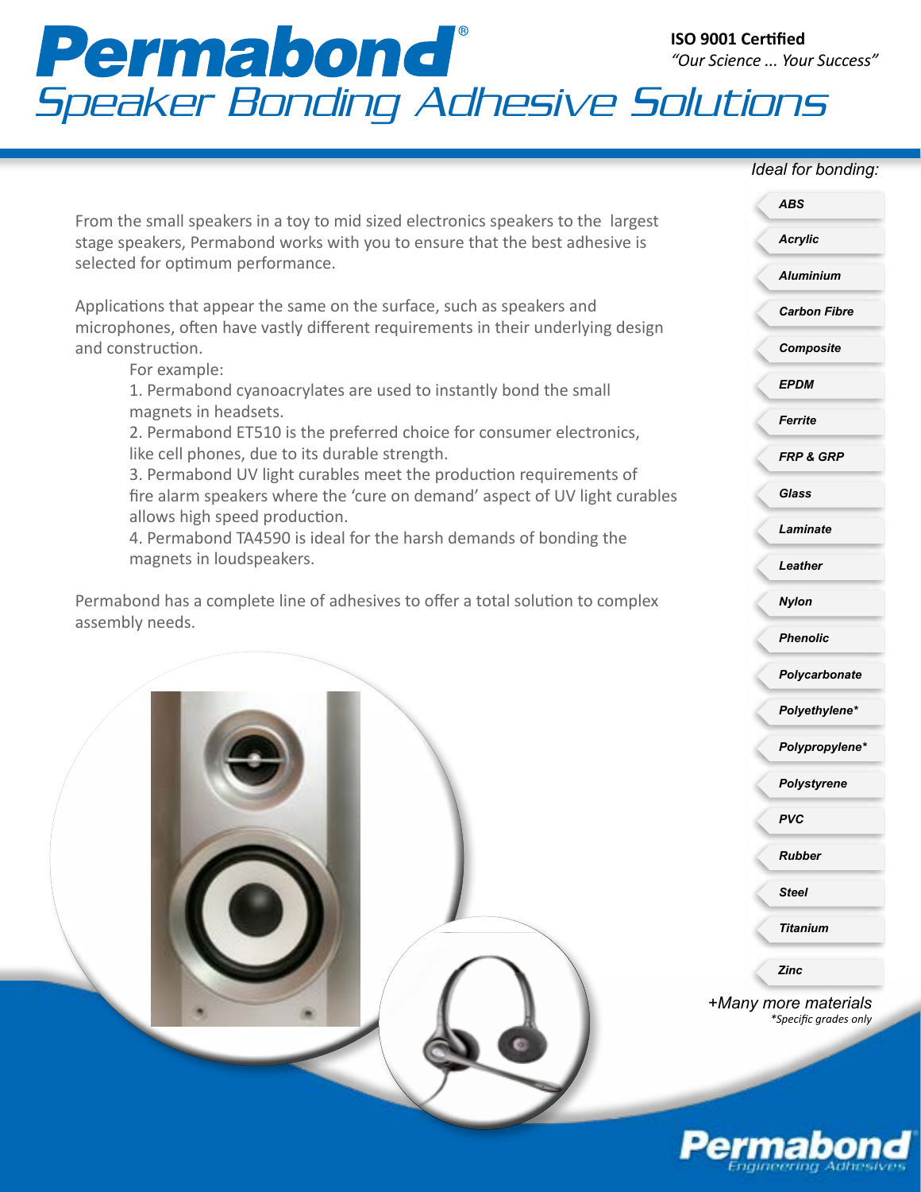# Permabond®

**ISO 9001 Certified**

*"Our Science ... Your Success"*

## *Speaker Bonding Adhesive Solutions*

From the small speakers in a toy to mid sized electronics speakers to the largest stage speakers, Permabond works with you to ensure that the best adhesive is selected for optimum performance.

Applications that appear the same on the surface, such as speakers and microphones, often have vastly different requirements in their underlying design and construction.

For example:

1. Permabond cyanoacrylates are used to instantly bond the small magnets in headsets.
2. Permabond ET510 is the preferred choice for consumer electronics, like cell phones, due to its durable strength.
3. Permabond UV light curables meet the production requirements of fire alarm speakers where the 'cure on demand' aspect of UV light curables allows high speed production.
4. Permabond TA4590 is ideal for the harsh demands of bonding the magnets in loudspeakers.

Permabond has a complete line of adhesives to offer a total solution to complex assembly needs.

*Ideal for bonding:*

- ***ABS***
- ***Acrylic***
- ***Aluminium***
- ***Carbon Fibre***
- ***Composite***
- ***EPDM***
- ***Ferrite***
- ***FRP & GRP***
- ***Glass***
- ***Laminate***
- ***Leather***
- ***Nylon***
- ***Phenolic***
- ***Polycarbonate***
- ***Polyethylene****
- ***Polypropylene****
- ***Polystyrene***
- ***PVC***
- ***Rubber***
- ***Steel***
- ***Titanium***
- ***Zinc***

*+Many more materials*

**Specific grades only*

**Permabond** *Engineering Adhesives*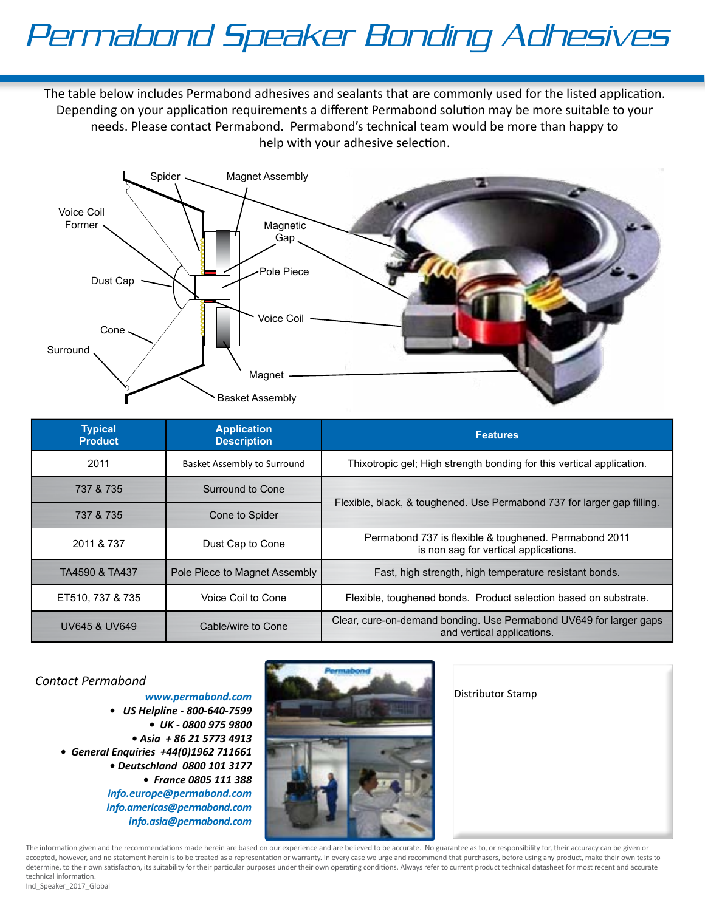# Permabond Speaker Bonding Adhesives

The table below includes Permabond adhesives and sealants that are commonly used for the listed application. Depending on your application requirements a different Permabond solution may be more suitable to your needs. Please contact Permabond. Permabond's technical team would be more than happy to help with your adhesive selection.

Spider
Magnet Assembly
Voice Coil Former
Magnetic Gap
Pole Piece
Dust Cap
Voice Coil
Cone
Surround
Magnet
Basket Assembly

| Typical Product | Application Description | Features |
|---|---|---|
| 2011 | Basket Assembly to Surround | Thixotropic gel; High strength bonding for this vertical application. |
| 737 & 735 | Surround to Cone | Flexible, black, & toughened. Use Permabond 737 for larger gap filling. |
| 737 & 735 | Cone to Spider | |
| 2011 & 737 | Dust Cap to Cone | Permabond 737 is flexible & toughened. Permabond 2011 is non sag for vertical applications. |
| TA4590 & TA437 | Pole Piece to Magnet Assembly | Fast, high strength, high temperature resistant bonds. |
| ET510, 737 & 735 | Voice Coil to Cone | Flexible, toughened bonds. Product selection based on substrate. |
| UV645 & UV649 | Cable/wire to Cone | Clear, cure-on-demand bonding. Use Permabond UV649 for larger gaps and vertical applications. |

*Contact Permabond*

***www.permabond.com***
- ***US Helpline - 800-640-7599***
- ***UK - 0800 975 9800***
- ***Asia + 86 21 5773 4913***
- ***General Enquiries +44(0)1962 711661***
- ***Deutschland 0800 101 3177***
- ***France 0805 111 388***

***info.europe@permabond.com***
***info.americas@permabond.com***
***info.asia@permabond.com***

Distributor Stamp

The information given and the recommendations made herein are based on our experience and are believed to be accurate. No guarantee as to, or responsibility for, their accuracy can be given or accepted, however, and no statement herein is to be treated as a representation or warranty. In every case we urge and recommend that purchasers, before using any product, make their own tests to determine, to their own satisfaction, its suitability for their particular purposes under their own operating conditions. Always refer to current product technical datasheet for most recent and accurate technical information.

Ind_Speaker_2017_Global